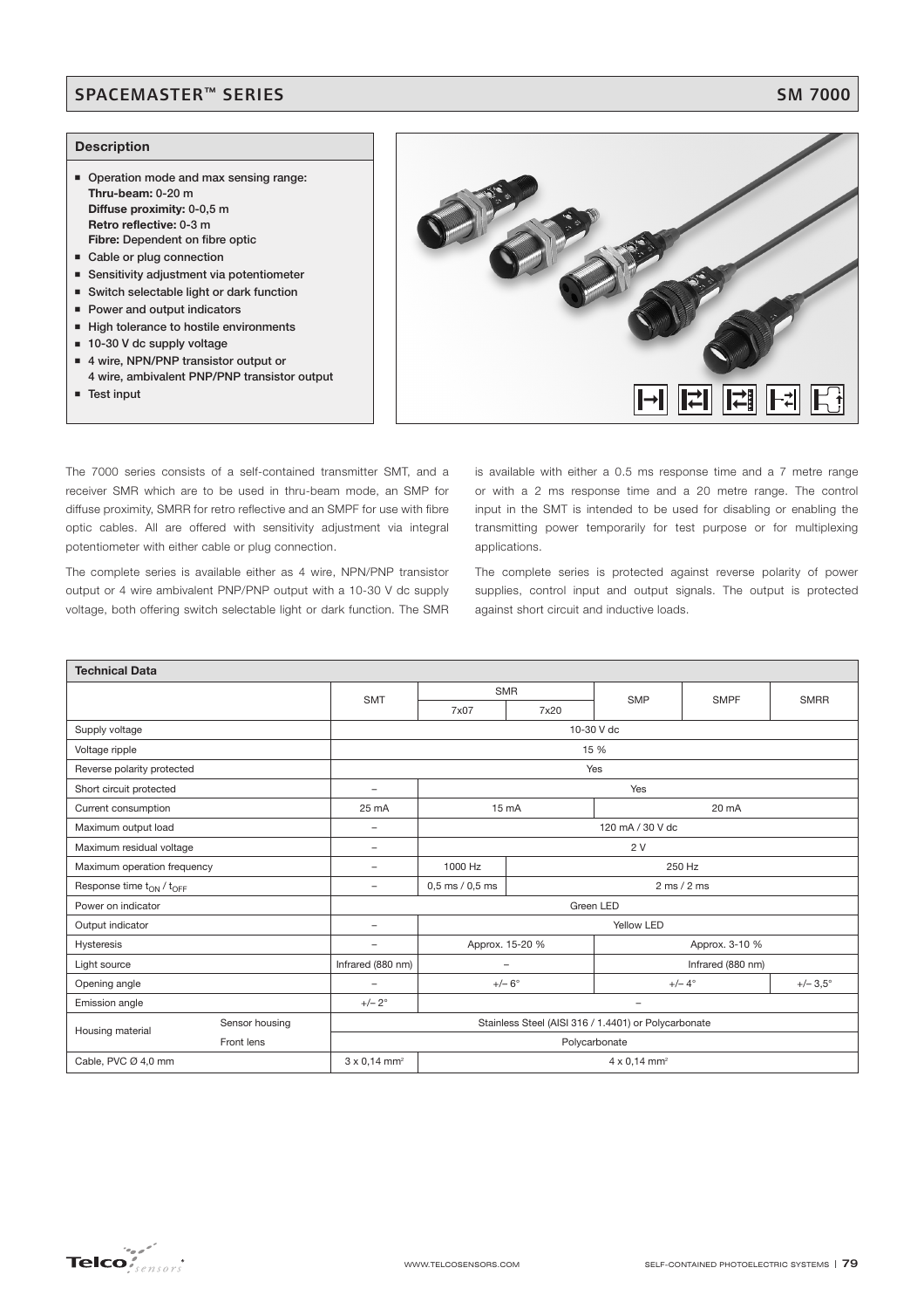# SPACEMASTER™ SERIES

## SM 7000

### Description

- Operation mode and max sensing range:
  **Thru-beam:** 0-20 m
  **Diffuse proximity:** 0-0,5 m
  **Retro reflective:** 0-3 m
  **Fibre:** Dependent on fibre optic
- Cable or plug connection
- Sensitivity adjustment via potentiometer
- Switch selectable light or dark function
- Power and output indicators
- High tolerance to hostile environments
- 10-30 V dc supply voltage
- 4 wire, NPN/PNP transistor output or
  4 wire, ambivalent PNP/PNP transistor output
- Test input

The 7000 series consists of a self-contained transmitter SMT, and a receiver SMR which are to be used in thru-beam mode, an SMP for diffuse proximity, SMRR for retro reflective and an SMPF for use with fibre optic cables. All are offered with sensitivity adjustment via integral potentiometer with either cable or plug connection.

The complete series is available either as 4 wire, NPN/PNP transistor output or 4 wire ambivalent PNP/PNP output with a 10-30 V dc supply voltage, both offering switch selectable light or dark function. The SMR is available with either a 0.5 ms response time and a 7 metre range or with a 2 ms response time and a 20 metre range. The control input in the SMT is intended to be used for disabling or enabling the transmitting power temporarily for test purpose or for multiplexing applications.

The complete series is protected against reverse polarity of power supplies, control input and output signals. The output is protected against short circuit and inductive loads.

### Technical Data

| | | SMT | SMR | | SMP | SMPF | SMRR |
|---|---|---|---|---|---|---|---|
| | | | 7x07 | 7x20 | | | |
| Supply voltage | | 10-30 V dc | | | | | |
| Voltage ripple | | 15 % | | | | | |
| Reverse polarity protected | | Yes | | | | | |
| Short circuit protected | | – | Yes | | | | |
| Current consumption | | 25 mA | 15 mA | | 20 mA | | |
| Maximum output load | | – | 120 mA / 30 V dc | | | | |
| Maximum residual voltage | | – | 2 V | | | | |
| Maximum operation frequency | | – | 1000 Hz | 250 Hz | | | |
| Response time $t_{ON}$ / $t_{OFF}$ | | – | 0,5 ms / 0,5 ms | 2 ms / 2 ms | | | |
| Power on indicator | | Green LED | | | | | |
| Output indicator | | – | Yellow LED | | | | |
| Hysteresis | | – | Approx. 15-20 % | | Approx. 3-10 % | | |
| Light source | | Infrared (880 nm) | – | | Infrared (880 nm) | | |
| Opening angle | | – | +/– 6° | | +/– 4° | | +/– 3,5° |
| Emission angle | | +/– 2° | – | | | | |
| Housing material | Sensor housing | Stainless Steel (AISI 316 / 1.4401) or Polycarbonate | | | | | |
| | Front lens | Polycarbonate | | | | | |
| Cable, PVC Ø 4,0 mm | | 3 x 0,14 mm² | 4 x 0,14 mm² | | | | |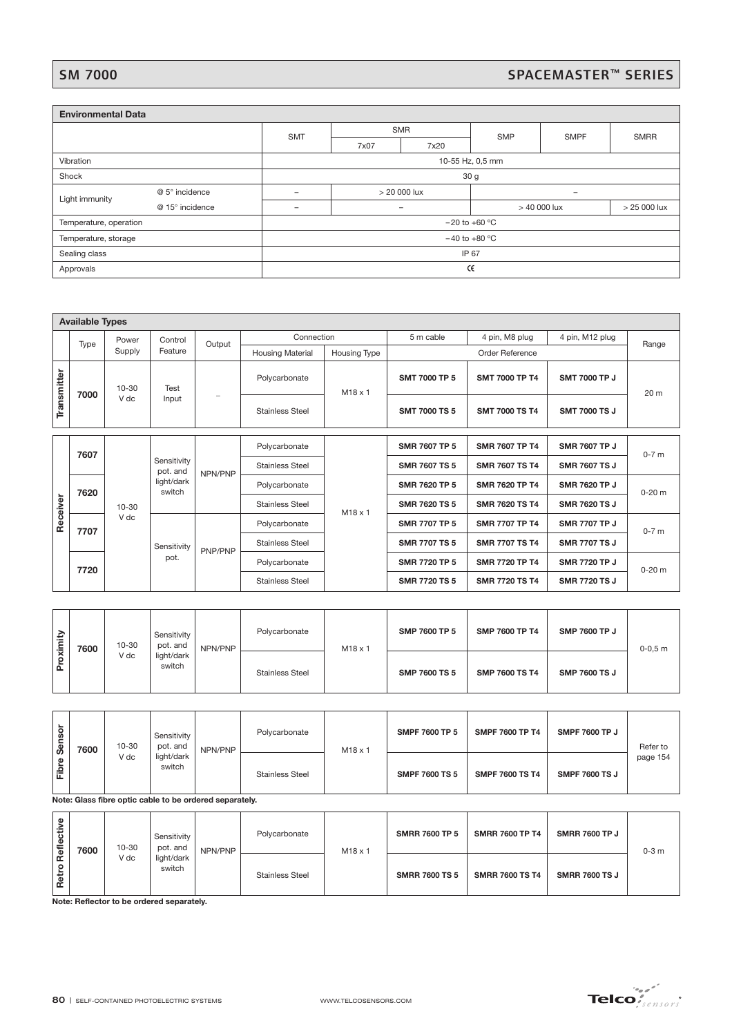## Environmental Data

| | | SMT | SMR | | SMP | SMPF | SMRR |
|---|---|---|---|---|---|---|---|
| | | | 7x07 | 7x20 | | | |
| Vibration | | 10-55 Hz, 0,5 mm | | | | | |
| Shock | | 30 g | | | | | |
| Light immunity | @ 5° incidence | – | > 20 000 lux | | – | | |
| | @ 15° incidence | – | – | | > 40 000 lux | | > 25 000 lux |
| Temperature, operation | | −20 to +60 °C | | | | | |
| Temperature, storage | | −40 to +80 °C | | | | | |
| Sealing class | | IP 67 | | | | | |
| Approvals | | CE | | | | | |

## Available Types

| | Type | Power Supply | Control Feature | Output | Connection | | 5 m cable | 4 pin, M8 plug | 4 pin, M12 plug | Range |
|---|---|---|---|---|---|---|---|---|---|---|
| | | | | | Housing Material | Housing Type | Order Reference | | | |
| **Transmitter** | **7000** | 10-30 V dc | Test Input | – | Polycarbonate | M18 x 1 | **SMT 7000 TP 5** | **SMT 7000 TP T4** | **SMT 7000 TP J** | 20 m |
| | | | | | Stainless Steel | | **SMT 7000 TS 5** | **SMT 7000 TS T4** | **SMT 7000 TS J** | |
| **Receiver** | **7607** | 10-30 V dc | Sensitivity pot. and light/dark switch | NPN/PNP | Polycarbonate | M18 x 1 | **SMR 7607 TP 5** | **SMR 7607 TP T4** | **SMR 7607 TP J** | 0-7 m |
| | | | | | Stainless Steel | | **SMR 7607 TS 5** | **SMR 7607 TS T4** | **SMR 7607 TS J** | |
| | **7620** | | | | Polycarbonate | | **SMR 7620 TP 5** | **SMR 7620 TP T4** | **SMR 7620 TP J** | 0-20 m |
| | | | | | Stainless Steel | | **SMR 7620 TS 5** | **SMR 7620 TS T4** | **SMR 7620 TS J** | |
| | **7707** | | Sensitivity pot. | PNP/PNP | Polycarbonate | | **SMR 7707 TP 5** | **SMR 7707 TP T4** | **SMR 7707 TP J** | 0-7 m |
| | | | | | Stainless Steel | | **SMR 7707 TS 5** | **SMR 7707 TS T4** | **SMR 7707 TS J** | |
| | **7720** | | | | Polycarbonate | | **SMR 7720 TP 5** | **SMR 7720 TP T4** | **SMR 7720 TP J** | 0-20 m |
| | | | | | Stainless Steel | | **SMR 7720 TS 5** | **SMR 7720 TS T4** | **SMR 7720 TS J** | |
| **Proximity** | **7600** | 10-30 V dc | Sensitivity pot. and light/dark switch | NPN/PNP | Polycarbonate | M18 x 1 | **SMP 7600 TP 5** | **SMP 7600 TP T4** | **SMP 7600 TP J** | 0-0,5 m |
| | | | | | Stainless Steel | | **SMP 7600 TS 5** | **SMP 7600 TS T4** | **SMP 7600 TS J** | |
| **Fibre Sensor** | **7600** | 10-30 V dc | Sensitivity pot. and light/dark switch | NPN/PNP | Polycarbonate | M18 x 1 | **SMPF 7600 TP 5** | **SMPF 7600 TP T4** | **SMPF 7600 TP J** | Refer to page 154 |
| | | | | | Stainless Steel | | **SMPF 7600 TS 5** | **SMPF 7600 TS T4** | **SMPF 7600 TS J** | |

**Note: Glass fibre optic cable to be ordered separately.**

| | Type | Power Supply | Control Feature | Output | Housing Material | Housing Type | 5 m cable | 4 pin, M8 plug | 4 pin, M12 plug | Range |
|---|---|---|---|---|---|---|---|---|---|---|
| **Retro Reflective** | **7600** | 10-30 V dc | Sensitivity pot. and light/dark switch | NPN/PNP | Polycarbonate | M18 x 1 | **SMRR 7600 TP 5** | **SMRR 7600 TP T4** | **SMRR 7600 TP J** | 0-3 m |
| | | | | | Stainless Steel | | **SMRR 7600 TS 5** | **SMRR 7600 TS T4** | **SMRR 7600 TS J** | |

**Note: Reflector to be ordered separately.**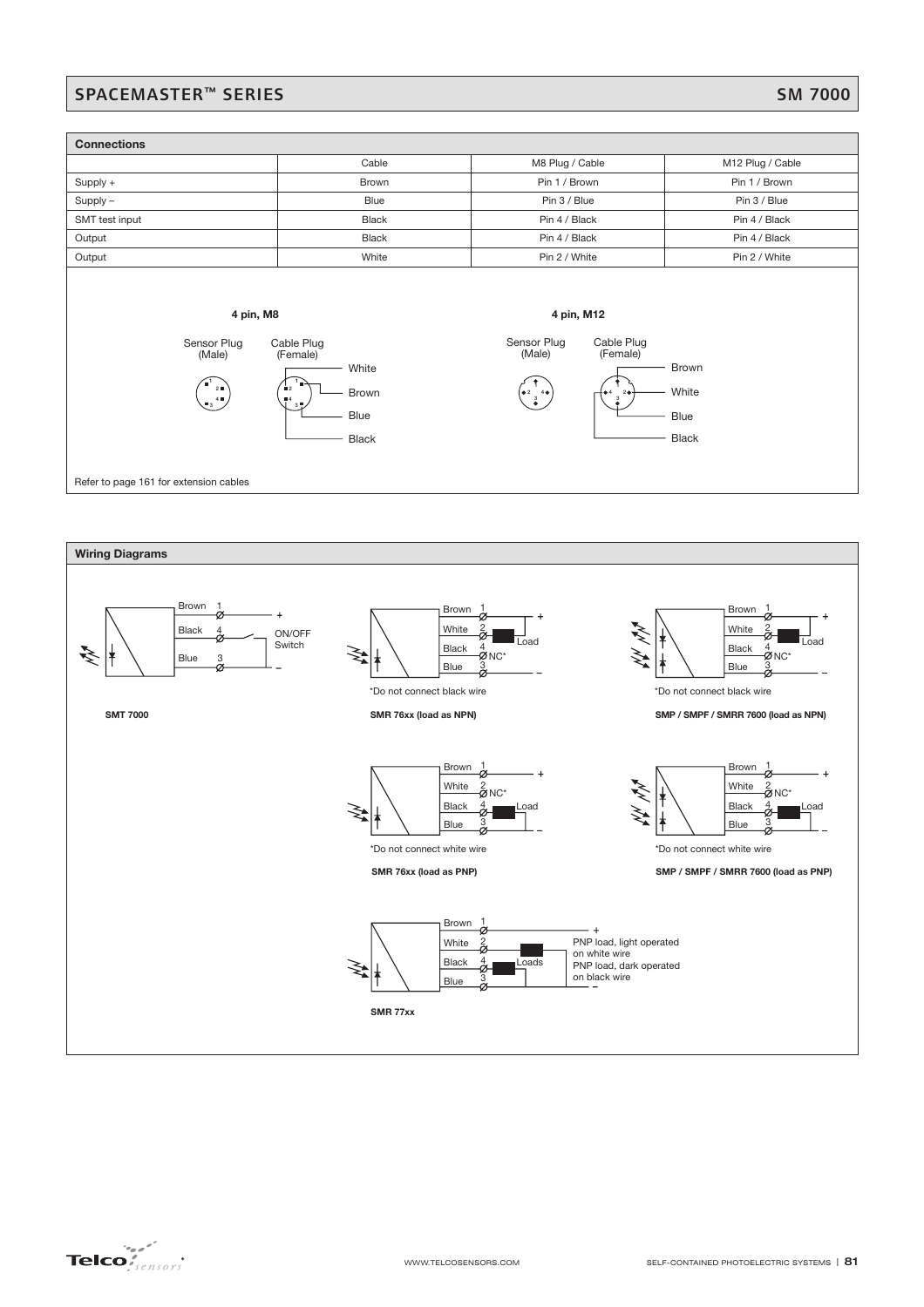## Connections

| | Cable | M8 Plug / Cable | M12 Plug / Cable |
|---|---|---|---|
| Supply + | Brown | Pin 1 / Brown | Pin 1 / Brown |
| Supply – | Blue | Pin 3 / Blue | Pin 3 / Blue |
| SMT test input | Black | Pin 4 / Black | Pin 4 / Black |
| Output | Black | Pin 4 / Black | Pin 4 / Black |
| Output | White | Pin 2 / White | Pin 2 / White |

**4 pin, M8**

Sensor Plug (Male)

Cable Plug (Female)

White

Brown

Blue

Black

**4 pin, M12**

Sensor Plug (Male)

Cable Plug (Female)

Brown

White

Blue

Black

Refer to page 161 for extension cables

## Wiring Diagrams

Brown 1 +
Black 4 ON/OFF Switch
Blue 3 –

**SMT 7000**

Brown 1 +
White 2 Load
Black 4 NC*
Blue 3 –

*Do not connect black wire

**SMR 76xx (load as NPN)**

Brown 1 +
White 2 Load
Black 4 NC*
Blue 3 –

*Do not connect black wire

**SMP / SMPF / SMRR 7600 (load as NPN)**

Brown 1 +
White 2 NC*
Black 4 Load
Blue 3 –

*Do not connect white wire

**SMR 76xx (load as PNP)**

Brown 1 +
White 2 NC*
Black 4 Load
Blue 3 –

*Do not connect white wire

**SMP / SMPF / SMRR 7600 (load as PNP)**

Brown 1 +
White 2
Black 4 Loads
Blue 3 –

PNP load, light operated on white wire

PNP load, dark operated on black wire

**SMR 77xx**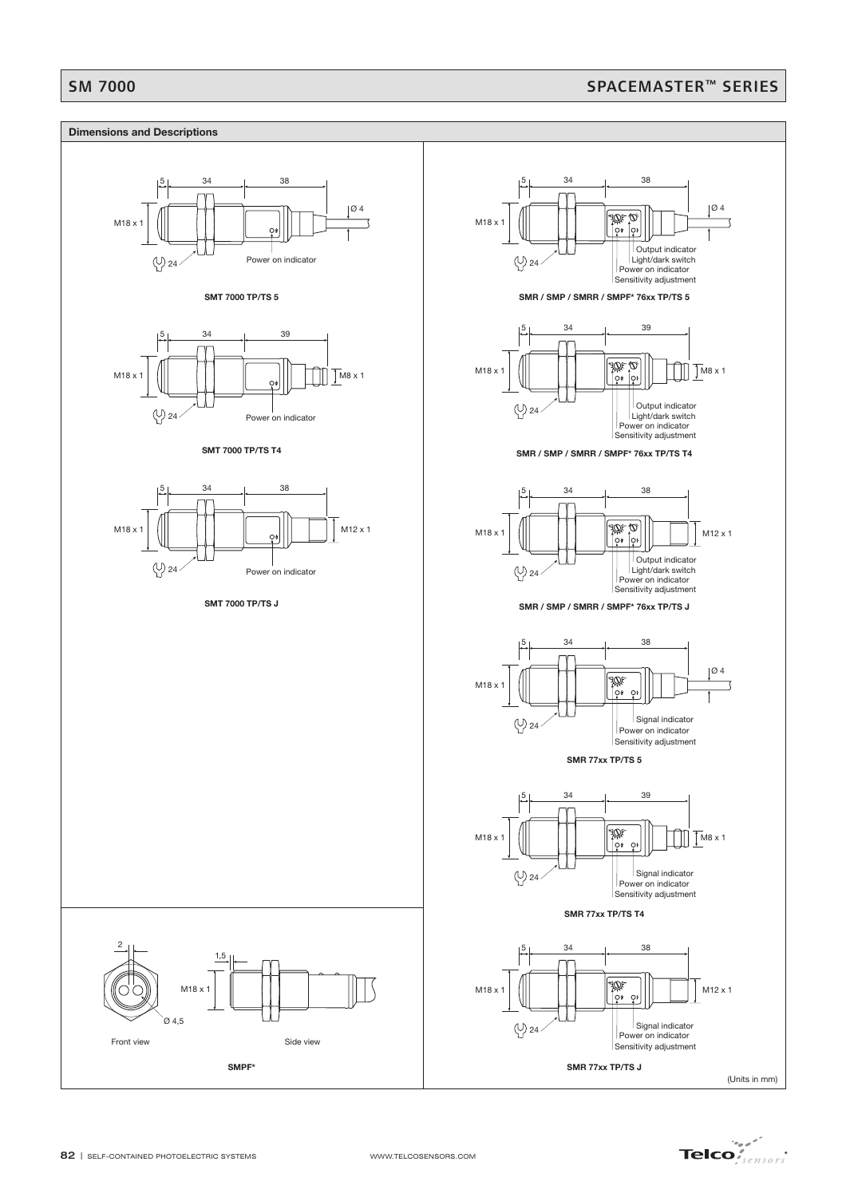## Dimensions and Descriptions

5 | 34 | 38
M18 x 1
Ø 4
24
Power on indicator

**SMT 7000 TP/TS 5**

5 | 34 | 39
M18 x 1
M8 x 1
24
Power on indicator

**SMT 7000 TP/TS T4**

5 | 34 | 38
M18 x 1
M12 x 1
24
Power on indicator

**SMT 7000 TP/TS J**

2
1,5
M18 x 1
Ø 4,5
Front view
Side view

**SMPF***

5 | 34 | 38
M18 x 1
Ø 4
24
Output indicator
Light/dark switch
Power on indicator
Sensitivity adjustment

**SMR / SMP / SMRR / SMPF* 76xx TP/TS 5**

5 | 34 | 39
M18 x 1
M8 x 1
24
Output indicator
Light/dark switch
Power on indicator
Sensitivity adjustment

**SMR / SMP / SMRR / SMPF* 76xx TP/TS T4**

5 | 34 | 38
M18 x 1
M12 x 1
24
Output indicator
Light/dark switch
Power on indicator
Sensitivity adjustment

**SMR / SMP / SMRR / SMPF* 76xx TP/TS J**

5 | 34 | 38
M18 x 1
Ø 4
24
Signal indicator
Power on indicator
Sensitivity adjustment

**SMR 77xx TP/TS 5**

5 | 34 | 39
M18 x 1
M8 x 1
24
Signal indicator
Power on indicator
Sensitivity adjustment

**SMR 77xx TP/TS T4**

5 | 34 | 38
M18 x 1
M12 x 1
24
Signal indicator
Power on indicator
Sensitivity adjustment

**SMR 77xx TP/TS J**

(Units in mm)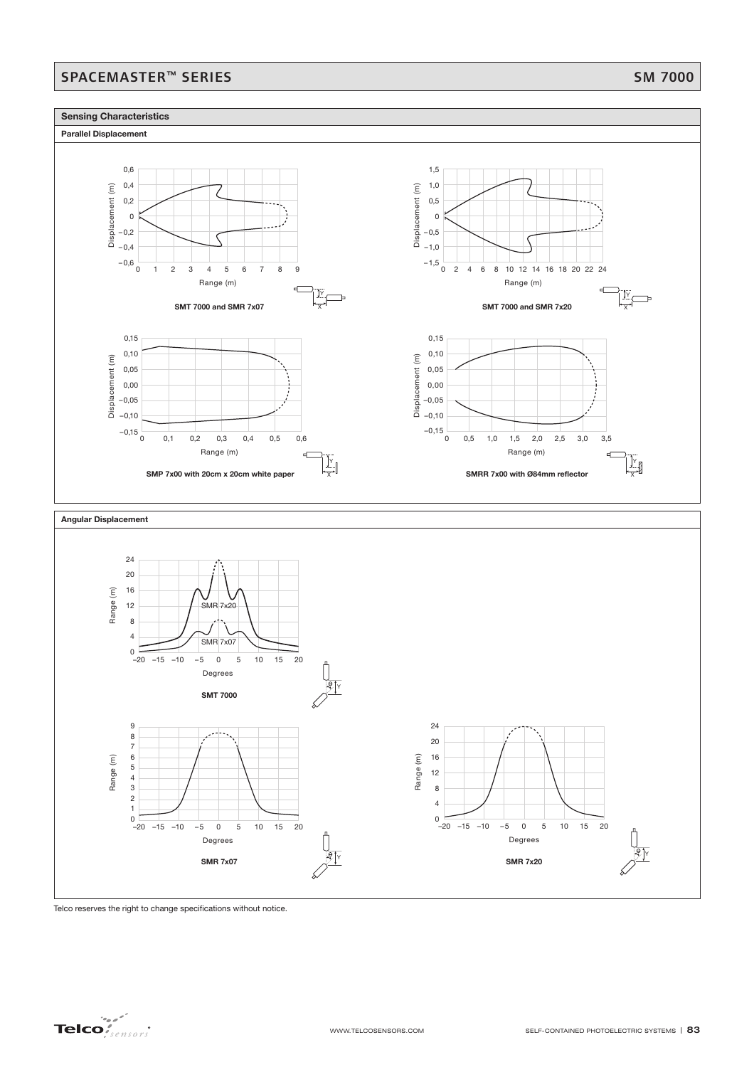## Sensing Characteristics

### Parallel Displacement

Displacement (m)
0,6
0,4
0,2
0
−0,2
−0,4
−0,6
0 1 2 3 4 5 6 7 8 9
Range (m)
Y
X

**SMT 7000 and SMR 7x07**

Displacement (m)
1,5
1,0
0,5
0
−0,5
−1,0
−1,5
0 2 4 6 8 10 12 14 16 18 20 22 24
Range (m)
Y
X

**SMT 7000 and SMR 7x20**

Displacement (m)
0,15
0,10
0,05
0,00
−0,05
−0,10
−0,15
0 0,1 0,2 0,3 0,4 0,5 0,6
Range (m)
Y
X

**SMP 7x00 with 20cm x 20cm white paper**

Displacement (m)
0,15
0,10
0,05
0,00
−0,05
−0,10
−0,15
0 0,5 1,0 1,5 2,0 2,5 3,0 3,5
Range (m)
Y
X

**SMRR 7x00 with Ø84mm reflector**

### Angular Displacement

Range (m)
24
20
16
12
8
4
0
−20 −15 −10 −5 0 5 10 15 20
Degrees
SMR 7x20
SMR 7x07
θ
Y

**SMT 7000**

Range (m)
9
8
7
6
5
4
3
2
1
0
−20 −15 −10 −5 0 5 10 15 20
Degrees
θ
Y

**SMR 7x07**

Range (m)
24
20
16
12
8
4
0
−20 −15 −10 −5 0 5 10 15 20
Degrees
θ
Y

**SMR 7x20**

Telco reserves the right to change specifications without notice.